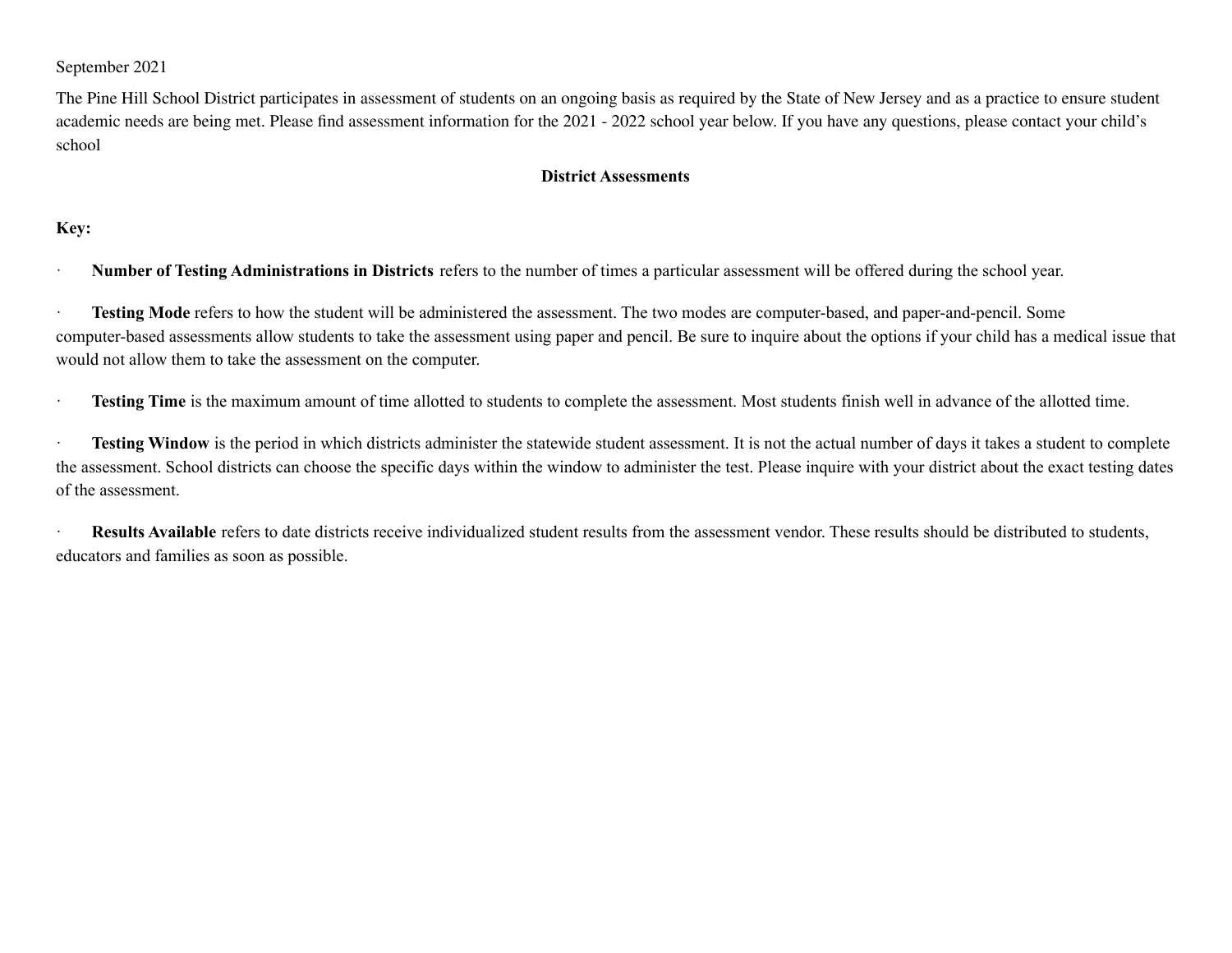September 2021

The Pine Hill School District participates in assessment of students on an ongoing basis as required by the State of New Jersey and as a practice to ensure student academic needs are being met. Please find assessment information for the 2021 - 2022 school year below. If you have any questions, please contact your child's school

## District Assessments

**Key:**

- **Number of Testing Administrations in Districts** refers to the number of times a particular assessment will be offered during the school year.
- **Testing Mode** refers to how the student will be administered the assessment. The two modes are computer-based, and paper-and-pencil. Some computer-based assessments allow students to take the assessment using paper and pencil. Be sure to inquire about the options if your child has a medical issue that would not allow them to take the assessment on the computer.
- **Testing Time** is the maximum amount of time allotted to students to complete the assessment. Most students finish well in advance of the allotted time.
- **Testing Window** is the period in which districts administer the statewide student assessment. It is not the actual number of days it takes a student to complete the assessment. School districts can choose the specific days within the window to administer the test. Please inquire with your district about the exact testing dates of the assessment.
- **Results Available** refers to date districts receive individualized student results from the assessment vendor. These results should be distributed to students, educators and families as soon as possible.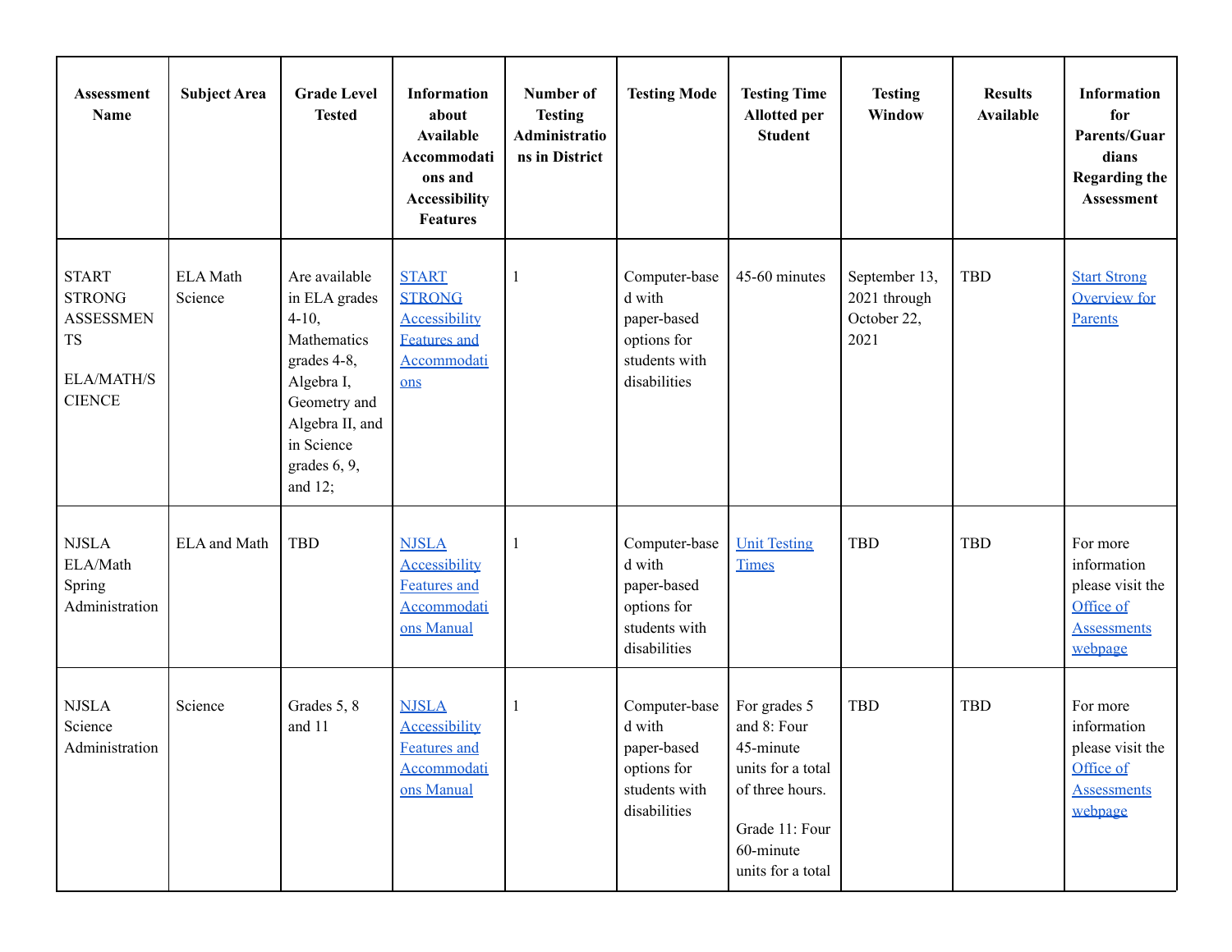| Assessment Name | Subject Area | Grade Level Tested | Information about Available Accommodations and Accessibility Features | Number of Testing Administrations in District | Testing Mode | Testing Time Allotted per Student | Testing Window | Results Available | Information for Parents/Guardians Regarding the Assessment |
|---|---|---|---|---|---|---|---|---|---|
| START STRONG ASSESSMENTS ELA/MATH/SCIENCE | ELA Math Science | Are available in ELA grades 4-10, Mathematics grades 4-8, Algebra I, Geometry and Algebra II, and in Science grades 6, 9, and 12; | START STRONG Accessibility Features and Accommodations | 1 | Computer-based with paper-based options for students with disabilities | 45-60 minutes | September 13, 2021 through October 22, 2021 | TBD | Start Strong Overview for Parents |
| NJSLA ELA/Math Spring Administration | ELA and Math | TBD | NJSLA Accessibility Features and Accommodations Manual | 1 | Computer-based with paper-based options for students with disabilities | Unit Testing Times | TBD | TBD | For more information please visit the Office of Assessments webpage |
| NJSLA Science Administration | Science | Grades 5, 8 and 11 | NJSLA Accessibility Features and Accommodations Manual | 1 | Computer-based with paper-based options for students with disabilities | For grades 5 and 8: Four 45-minute units for a total of three hours. Grade 11: Four 60-minute units for a total | TBD | TBD | For more information please visit the Office of Assessments webpage |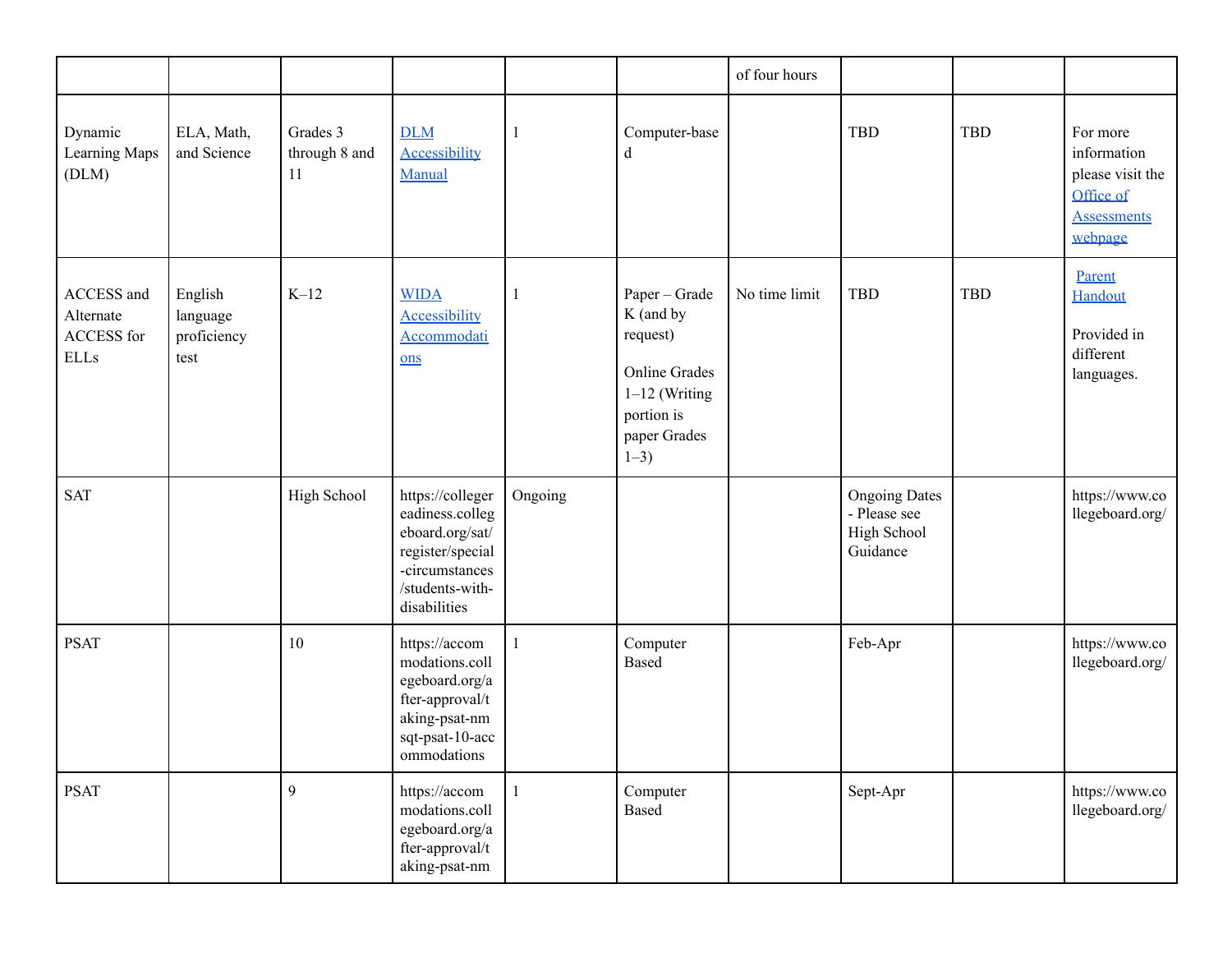| | | | | | | | | | |
|---|---|---|---|---|---|---|---|---|---|
| | | | | | | of four hours | | | |
| Dynamic Learning Maps (DLM) | ELA, Math, and Science | Grades 3 through 8 and 11 | DLM Accessibility Manual | 1 | Computer-based | | TBD | TBD | For more information please visit the Office of Assessments webpage |
| ACCESS and Alternate ACCESS for ELLs | English language proficiency test | K–12 | WIDA Accessibility Accommodations | 1 | Paper – Grade K (and by request)<br><br>Online Grades 1–12 (Writing portion is paper Grades 1–3) | No time limit | TBD | TBD | Parent Handout<br><br>Provided in different languages. |
| SAT | | High School | https://collegereadiness.collegeboard.org/sat/register/special-circumstances/students-with-disabilities | Ongoing | | | Ongoing Dates - Please see High School Guidance | | https://www.collegeboard.org/ |
| PSAT | | 10 | https://accommodations.collegeboard.org/after-approval/taking-psat-nmsqt-psat-10-accommodations | 1 | Computer Based | | Feb-Apr | | https://www.collegeboard.org/ |
| PSAT | | 9 | https://accommodations.collegeboard.org/after-approval/taking-psat-nm | 1 | Computer Based | | Sept-Apr | | https://www.collegeboard.org/ |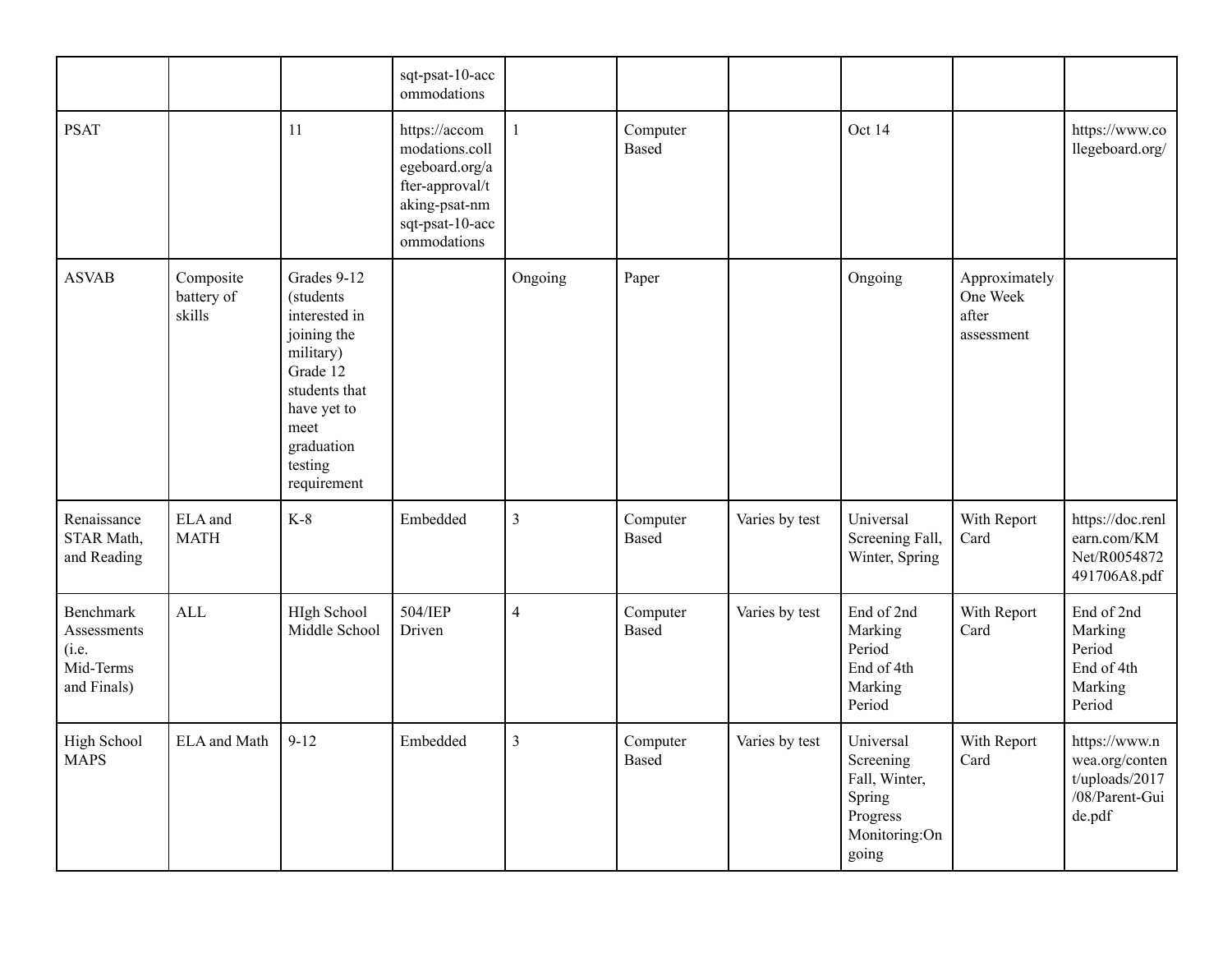| | | | sqt-psat-10-accommodations | | | | | | |
|---|---|---|---|---|---|---|---|---|---|
| PSAT | | 11 | https://accommodations.collegeboard.org/after-approval/taking-psat-nmsqt-psat-10-accommodations | 1 | Computer Based | | Oct 14 | | https://www.collegeboard.org/ |
| ASVAB | Composite battery of skills | Grades 9-12 (students interested in joining the military) Grade 12 students that have yet to meet graduation testing requirement | | Ongoing | Paper | | Ongoing | Approximately One Week after assessment | |
| Renaissance STAR Math, and Reading | ELA and MATH | K-8 | Embedded | 3 | Computer Based | Varies by test | Universal Screening Fall, Winter, Spring | With Report Card | https://doc.renlearn.com/KMNet/R0054872491706A8.pdf |
| Benchmark Assessments (i.e. Mid-Terms and Finals) | ALL | HIgh School Middle School | 504/IEP Driven | 4 | Computer Based | Varies by test | End of 2nd Marking Period End of 4th Marking Period | With Report Card | End of 2nd Marking Period End of 4th Marking Period |
| High School MAPS | ELA and Math | 9-12 | Embedded | 3 | Computer Based | Varies by test | Universal Screening Fall, Winter, Spring Progress Monitoring:Ongoing | With Report Card | https://www.nwea.org/content/uploads/2017/08/Parent-Guide.pdf |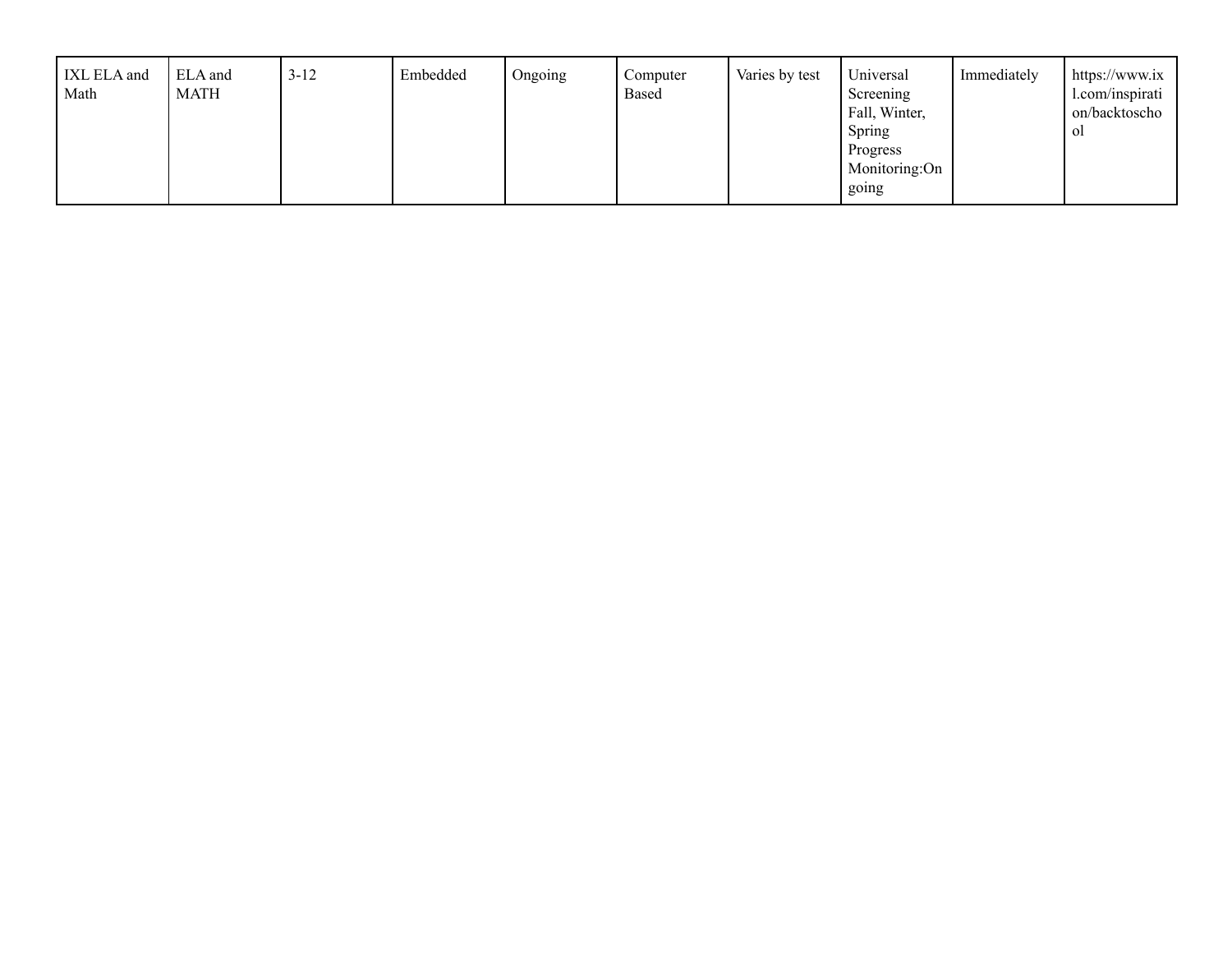| | | | | | | | | | |
|---|---|---|---|---|---|---|---|---|---|
| IXL ELA and Math | ELA and MATH | 3-12 | Embedded | Ongoing | Computer Based | Varies by test | Universal Screening Fall, Winter, Spring Progress Monitoring:Ongoing | Immediately | https://www.ixl.com/inspiration/backtoschool |